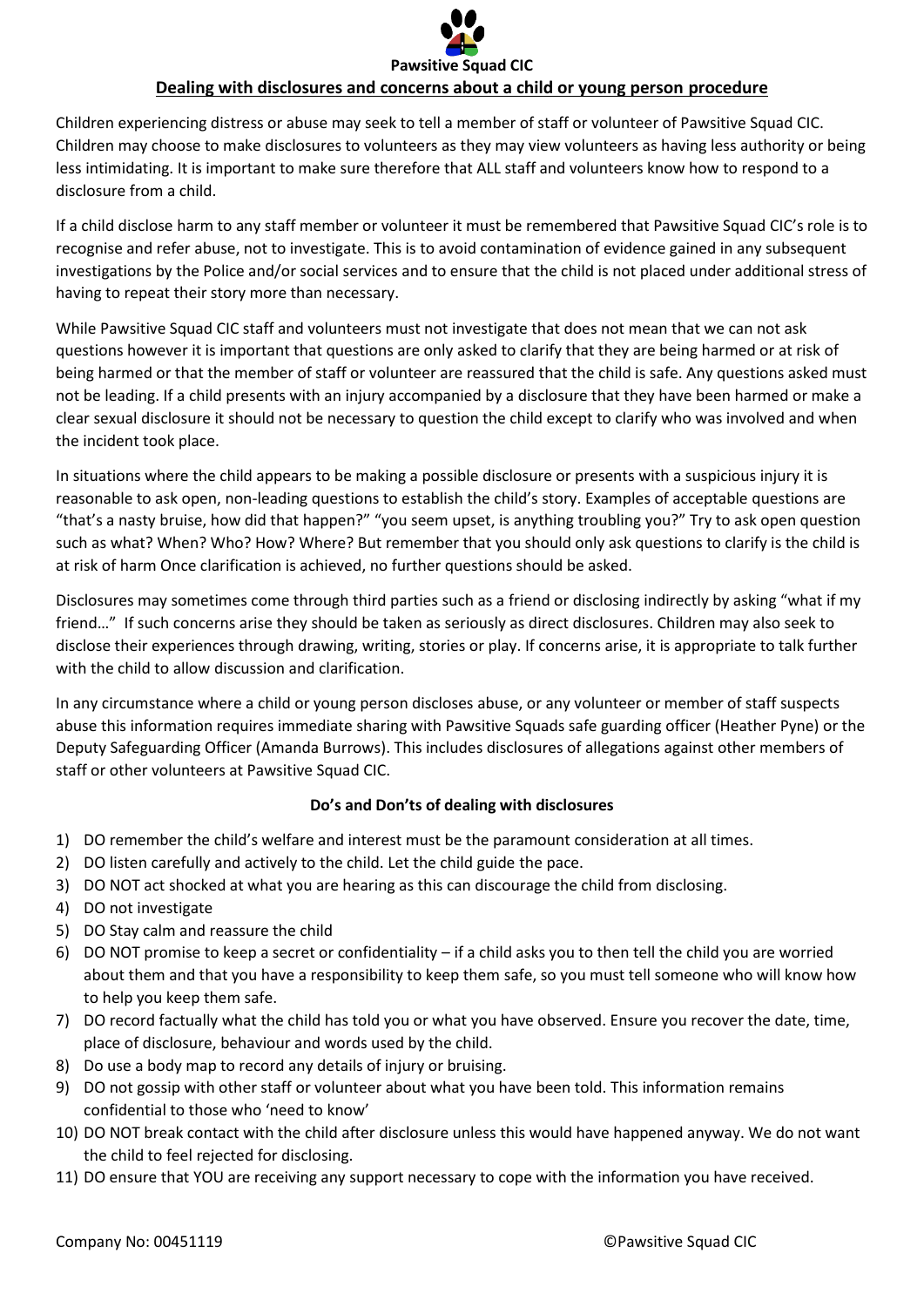**Pawsitive Squad CIC**

# Dealing with disclosures and concerns about a child or young person procedure

Children experiencing distress or abuse may seek to tell a member of staff or volunteer of Pawsitive Squad CIC. Children may choose to make disclosures to volunteers as they may view volunteers as having less authority or being less intimidating. It is important to make sure therefore that ALL staff and volunteers know how to respond to a disclosure from a child.

If a child disclose harm to any staff member or volunteer it must be remembered that Pawsitive Squad CIC's role is to recognise and refer abuse, not to investigate. This is to avoid contamination of evidence gained in any subsequent investigations by the Police and/or social services and to ensure that the child is not placed under additional stress of having to repeat their story more than necessary.

While Pawsitive Squad CIC staff and volunteers must not investigate that does not mean that we can not ask questions however it is important that questions are only asked to clarify that they are being harmed or at risk of being harmed or that the member of staff or volunteer are reassured that the child is safe. Any questions asked must not be leading. If a child presents with an injury accompanied by a disclosure that they have been harmed or make a clear sexual disclosure it should not be necessary to question the child except to clarify who was involved and when the incident took place.

In situations where the child appears to be making a possible disclosure or presents with a suspicious injury it is reasonable to ask open, non-leading questions to establish the child's story. Examples of acceptable questions are "that's a nasty bruise, how did that happen?" "you seem upset, is anything troubling you?" Try to ask open question such as what? When? Who? How? Where? But remember that you should only ask questions to clarify is the child is at risk of harm Once clarification is achieved, no further questions should be asked.

Disclosures may sometimes come through third parties such as a friend or disclosing indirectly by asking "what if my friend…" If such concerns arise they should be taken as seriously as direct disclosures. Children may also seek to disclose their experiences through drawing, writing, stories or play. If concerns arise, it is appropriate to talk further with the child to allow discussion and clarification.

In any circumstance where a child or young person discloses abuse, or any volunteer or member of staff suspects abuse this information requires immediate sharing with Pawsitive Squads safe guarding officer (Heather Pyne) or the Deputy Safeguarding Officer (Amanda Burrows). This includes disclosures of allegations against other members of staff or other volunteers at Pawsitive Squad CIC.

### Do's and Don'ts of dealing with disclosures

1) DO remember the child's welfare and interest must be the paramount consideration at all times.
2) DO listen carefully and actively to the child. Let the child guide the pace.
3) DO NOT act shocked at what you are hearing as this can discourage the child from disclosing.
4) DO not investigate
5) DO Stay calm and reassure the child
6) DO NOT promise to keep a secret or confidentiality – if a child asks you to then tell the child you are worried about them and that you have a responsibility to keep them safe, so you must tell someone who will know how to help you keep them safe.
7) DO record factually what the child has told you or what you have observed. Ensure you recover the date, time, place of disclosure, behaviour and words used by the child.
8) Do use a body map to record any details of injury or bruising.
9) DO not gossip with other staff or volunteer about what you have been told. This information remains confidential to those who 'need to know'
10) DO NOT break contact with the child after disclosure unless this would have happened anyway. We do not want the child to feel rejected for disclosing.
11) DO ensure that YOU are receiving any support necessary to cope with the information you have received.

Company No: 00451119 ©Pawsitive Squad CIC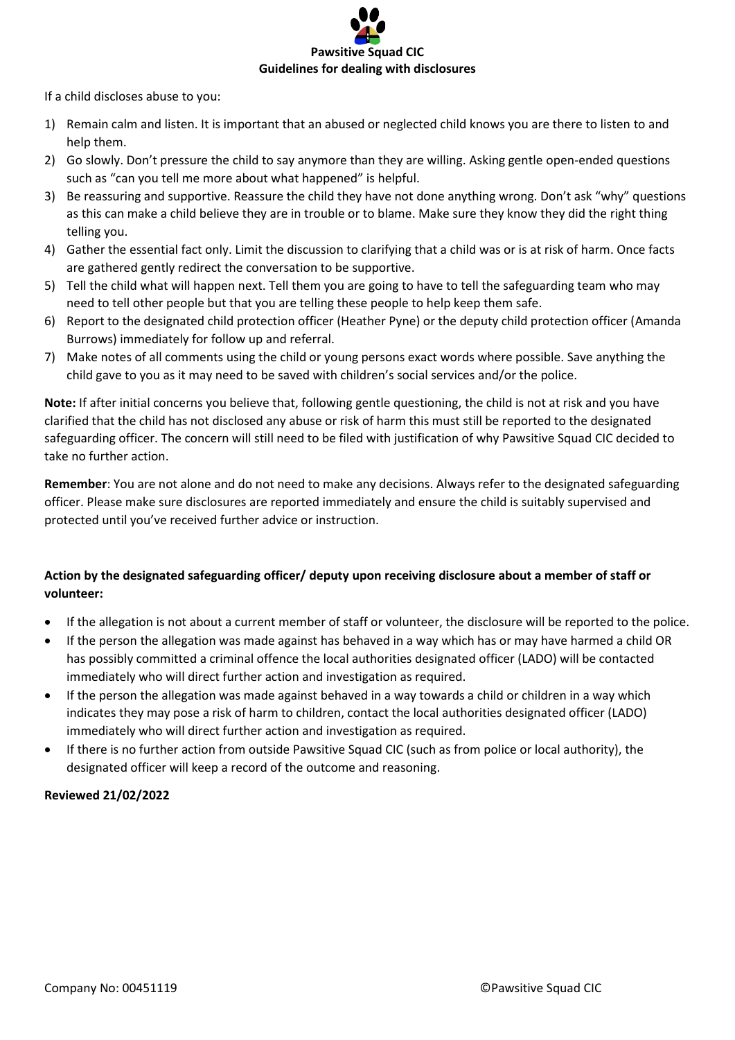**Pawsitive Squad CIC**
**Guidelines for dealing with disclosures**

If a child discloses abuse to you:

1) Remain calm and listen. It is important that an abused or neglected child knows you are there to listen to and help them.
2) Go slowly. Don't pressure the child to say anymore than they are willing. Asking gentle open-ended questions such as "can you tell me more about what happened" is helpful.
3) Be reassuring and supportive. Reassure the child they have not done anything wrong. Don't ask "why" questions as this can make a child believe they are in trouble or to blame. Make sure they know they did the right thing telling you.
4) Gather the essential fact only. Limit the discussion to clarifying that a child was or is at risk of harm. Once facts are gathered gently redirect the conversation to be supportive.
5) Tell the child what will happen next. Tell them you are going to have to tell the safeguarding team who may need to tell other people but that you are telling these people to help keep them safe.
6) Report to the designated child protection officer (Heather Pyne) or the deputy child protection officer (Amanda Burrows) immediately for follow up and referral.
7) Make notes of all comments using the child or young persons exact words where possible. Save anything the child gave to you as it may need to be saved with children's social services and/or the police.

**Note:** If after initial concerns you believe that, following gentle questioning, the child is not at risk and you have clarified that the child has not disclosed any abuse or risk of harm this must still be reported to the designated safeguarding officer. The concern will still need to be filed with justification of why Pawsitive Squad CIC decided to take no further action.

**Remember**: You are not alone and do not need to make any decisions. Always refer to the designated safeguarding officer. Please make sure disclosures are reported immediately and ensure the child is suitably supervised and protected until you've received further advice or instruction.

**Action by the designated safeguarding officer/ deputy upon receiving disclosure about a member of staff or volunteer:**

- If the allegation is not about a current member of staff or volunteer, the disclosure will be reported to the police.
- If the person the allegation was made against has behaved in a way which has or may have harmed a child OR has possibly committed a criminal offence the local authorities designated officer (LADO) will be contacted immediately who will direct further action and investigation as required.
- If the person the allegation was made against behaved in a way towards a child or children in a way which indicates they may pose a risk of harm to children, contact the local authorities designated officer (LADO) immediately who will direct further action and investigation as required.
- If there is no further action from outside Pawsitive Squad CIC (such as from police or local authority), the designated officer will keep a record of the outcome and reasoning.

**Reviewed 21/02/2022**

Company No: 00451119 ©Pawsitive Squad CIC